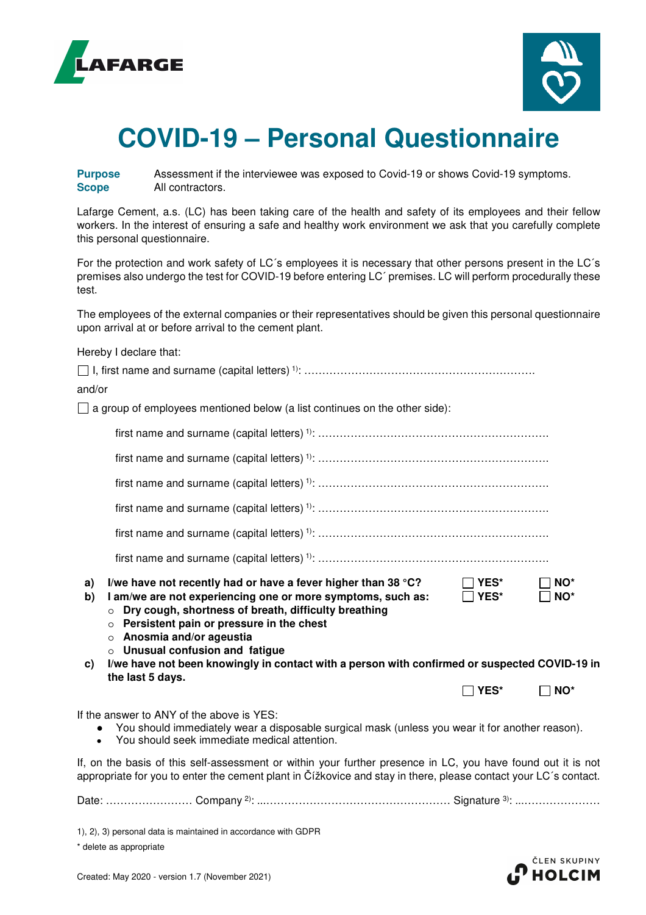LAFARGE

# COVID-19 – Personal Questionnaire

**Purpose** Assessment if the interviewee was exposed to Covid-19 or shows Covid-19 symptoms.
**Scope** All contractors.

Lafarge Cement, a.s. (LC) has been taking care of the health and safety of its employees and their fellow workers. In the interest of ensuring a safe and healthy work environment we ask that you carefully complete this personal questionnaire.

For the protection and work safety of LC´s employees it is necessary that other persons present in the LC´s premises also undergo the test for COVID-19 before entering LC´ premises. LC will perform procedurally these test.

The employees of the external companies or their representatives should be given this personal questionnaire upon arrival at or before arrival to the cement plant.

Hereby I declare that:

☐ I, first name and surname (capital letters) [1]: ……………………………………………………….

and/or

☐ a group of employees mentioned below (a list continues on the other side):

first name and surname (capital letters) [1]: ……………………………………………………….

first name and surname (capital letters) [1]: ……………………………………………………….

first name and surname (capital letters) [1]: ……………………………………………………….

first name and surname (capital letters) [1]: ……………………………………………………….

first name and surname (capital letters) [1]: ……………………………………………………….

first name and surname (capital letters) [1]: ……………………………………………………….

**a) I/we have not recently had or have a fever higher than 38 °C?** ☐ **YES*** ☐ **NO***

**b) I am/we are not experiencing one or more symptoms, such as:** ☐ **YES*** ☐ **NO***
- **Dry cough, shortness of breath, difficulty breathing**
- **Persistent pain or pressure in the chest**
- **Anosmia and/or ageustia**
- **Unusual confusion and fatigue**

**c) I/we have not been knowingly in contact with a person with confirmed or suspected COVID-19 in the last 5 days.** ☐ **YES*** ☐ **NO***

If the answer to ANY of the above is YES:
- You should immediately wear a disposable surgical mask (unless you wear it for another reason).
- You should seek immediate medical attention.

If, on the basis of this self-assessment or within your further presence in LC, you have found out it is not appropriate for you to enter the cement plant in Čížkovice and stay in there, please contact your LC´s contact.

Date: …………………… Company [2]: ……………………………………………… Signature [3]: ……………………

1), 2), 3) personal data is maintained in accordance with GDPR

\* delete as appropriate

Created: May 2020 - version 1.7 (November 2021)

ČLEN SKUPINY HOLCIM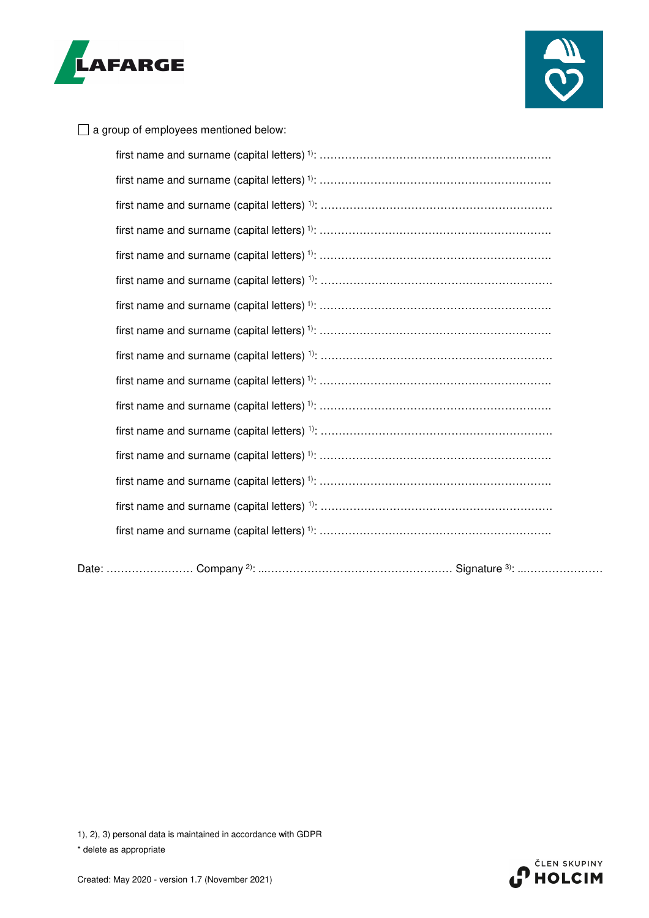☐ a group of employees mentioned below:

first name and surname (capital letters) [1]: ………………………………………………………

first name and surname (capital letters) [1]: ………………………………………………………

first name and surname (capital letters) [1]: ………………………………………………………

first name and surname (capital letters) [1]: ………………………………………………………

first name and surname (capital letters) [1]: ………………………………………………………

first name and surname (capital letters) [1]: ………………………………………………………

first name and surname (capital letters) [1]: ………………………………………………………

first name and surname (capital letters) [1]: ………………………………………………………

first name and surname (capital letters) [1]: ………………………………………………………

first name and surname (capital letters) [1]: ………………………………………………………

first name and surname (capital letters) [1]: ………………………………………………………

first name and surname (capital letters) [1]: ………………………………………………………

first name and surname (capital letters) [1]: ………………………………………………………

first name and surname (capital letters) [1]: ………………………………………………………

first name and surname (capital letters) [1]: ………………………………………………………

first name and surname (capital letters) [1]: ………………………………………………………

Date: …………………… Company [2]: ……………………………………………… Signature [3]: ……………………

1), 2), 3) personal data is maintained in accordance with GDPR

* delete as appropriate

Created: May 2020 - version 1.7 (November 2021)

ČLEN SKUPINY HOLCIM